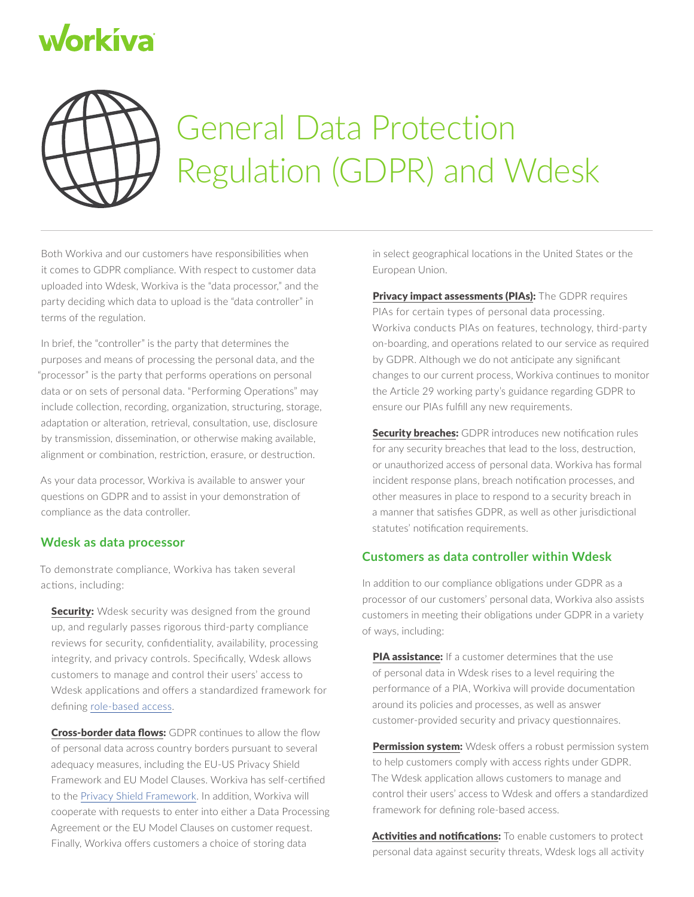# General Data Protection Regulation (GDPR) and Wdesk

Both Workiva and our customers have responsibilities when it comes to GDPR compliance. With respect to customer data uploaded into Wdesk, Workiva is the "data processor," and the party deciding which data to upload is the "data controller" in terms of the regulation.

In brief, the "controller" is the party that determines the purposes and means of processing the personal data, and the "processor" is the party that performs operations on personal data or on sets of personal data. "Performing Operations" may include collection, recording, organization, structuring, storage, adaptation or alteration, retrieval, consultation, use, disclosure by transmission, dissemination, or otherwise making available, alignment or combination, restriction, erasure, or destruction.

As your data processor, Workiva is available to answer your questions on GDPR and to assist in your demonstration of compliance as the data controller.

## Wdesk as data processor

To demonstrate compliance, Workiva has taken several actions, including:

**Security:** Wdesk security was designed from the ground up, and regularly passes rigorous third-party compliance reviews for security, confidentiality, availability, processing integrity, and privacy controls. Specifically, Wdesk allows customers to manage and control their users' access to Wdesk applications and offers a standardized framework for defining role-based access.

**Cross-border data flows:** GDPR continues to allow the flow of personal data across country borders pursuant to several adequacy measures, including the EU-US Privacy Shield Framework and EU Model Clauses. Workiva has self-certified to the Privacy Shield Framework. In addition, Workiva will cooperate with requests to enter into either a Data Processing Agreement or the EU Model Clauses on customer request. Finally, Workiva offers customers a choice of storing data in select geographical locations in the United States or the European Union.

**Privacy impact assessments (PIAs):** The GDPR requires PIAs for certain types of personal data processing. Workiva conducts PIAs on features, technology, third-party on-boarding, and operations related to our service as required by GDPR. Although we do not anticipate any significant changes to our current process, Workiva continues to monitor the Article 29 working party's guidance regarding GDPR to ensure our PIAs fulfill any new requirements.

**Security breaches:** GDPR introduces new notification rules for any security breaches that lead to the loss, destruction, or unauthorized access of personal data. Workiva has formal incident response plans, breach notification processes, and other measures in place to respond to a security breach in a manner that satisfies GDPR, as well as other jurisdictional statutes' notification requirements.

## Customers as data controller within Wdesk

In addition to our compliance obligations under GDPR as a processor of our customers' personal data, Workiva also assists customers in meeting their obligations under GDPR in a variety of ways, including:

**PIA assistance:** If a customer determines that the use of personal data in Wdesk rises to a level requiring the performance of a PIA, Workiva will provide documentation around its policies and processes, as well as answer customer-provided security and privacy questionnaires.

**Permission system:** Wdesk offers a robust permission system to help customers comply with access rights under GDPR. The Wdesk application allows customers to manage and control their users' access to Wdesk and offers a standardized framework for defining role-based access.

**Activities and notifications:** To enable customers to protect personal data against security threats, Wdesk logs all activity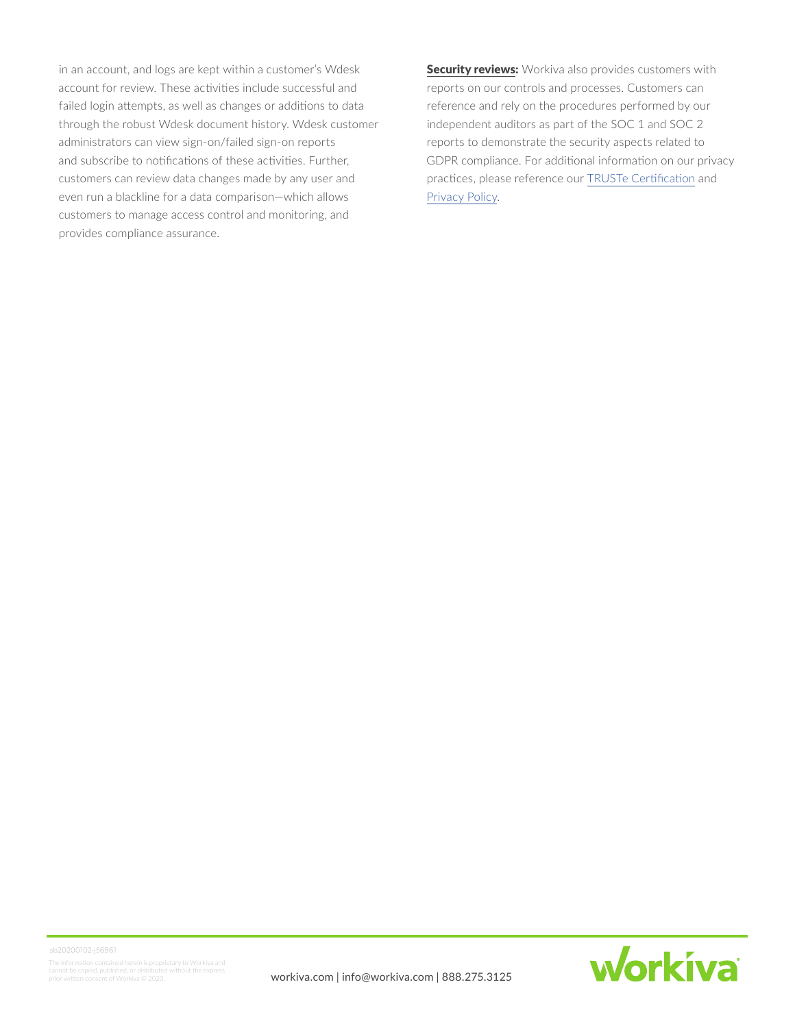in an account, and logs are kept within a customer's Wdesk account for review. These activities include successful and failed login attempts, as well as changes or additions to data through the robust Wdesk document history. Wdesk customer administrators can view sign-on/failed sign-on reports and subscribe to notifications of these activities. Further, customers can review data changes made by any user and even run a blackline for a data comparison—which allows customers to manage access control and monitoring, and provides compliance assurance.

**Security reviews:** Workiva also provides customers with reports on our controls and processes. Customers can reference and rely on the procedures performed by our independent auditors as part of the SOC 1 and SOC 2 reports to demonstrate the security aspects related to GDPR compliance. For additional information on our privacy practices, please reference our TRUSTe Certification and Privacy Policy.

sb20200102-j56961

The information contained herein is proprietary to Workiva and cannot be copied, published, or distributed without the express prior written consent of Workiva © 2020.

workiva.com | info@workiva.com | 888.275.3125